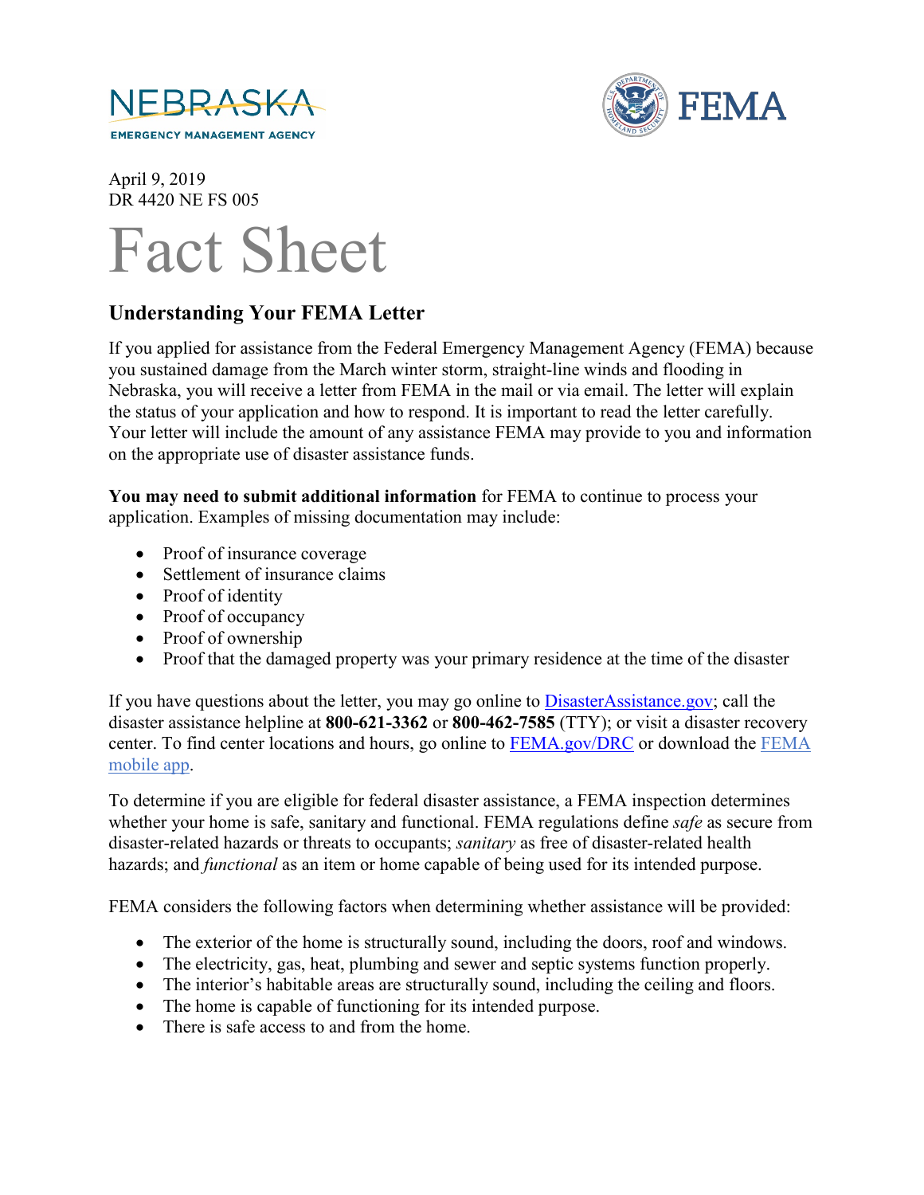NEBRASKA
EMERGENCY MANAGEMENT AGENCY

FEMA

April 9, 2019
DR 4420 NE FS 005

# Fact Sheet

## Understanding Your FEMA Letter

If you applied for assistance from the Federal Emergency Management Agency (FEMA) because you sustained damage from the March winter storm, straight-line winds and flooding in Nebraska, you will receive a letter from FEMA in the mail or via email. The letter will explain the status of your application and how to respond. It is important to read the letter carefully. Your letter will include the amount of any assistance FEMA may provide to you and information on the appropriate use of disaster assistance funds.

**You may need to submit additional information** for FEMA to continue to process your application. Examples of missing documentation may include:

- Proof of insurance coverage
- Settlement of insurance claims
- Proof of identity
- Proof of occupancy
- Proof of ownership
- Proof that the damaged property was your primary residence at the time of the disaster

If you have questions about the letter, you may go online to [DisasterAssistance.gov](DisasterAssistance.gov); call the disaster assistance helpline at **800-621-3362** or **800-462-7585** (TTY); or visit a disaster recovery center. To find center locations and hours, go online to [FEMA.gov/DRC](FEMA.gov/DRC) or download the [FEMA mobile app]().

To determine if you are eligible for federal disaster assistance, a FEMA inspection determines whether your home is safe, sanitary and functional. FEMA regulations define *safe* as secure from disaster-related hazards or threats to occupants; *sanitary* as free of disaster-related health hazards; and *functional* as an item or home capable of being used for its intended purpose.

FEMA considers the following factors when determining whether assistance will be provided:

- The exterior of the home is structurally sound, including the doors, roof and windows.
- The electricity, gas, heat, plumbing and sewer and septic systems function properly.
- The interior's habitable areas are structurally sound, including the ceiling and floors.
- The home is capable of functioning for its intended purpose.
- There is safe access to and from the home.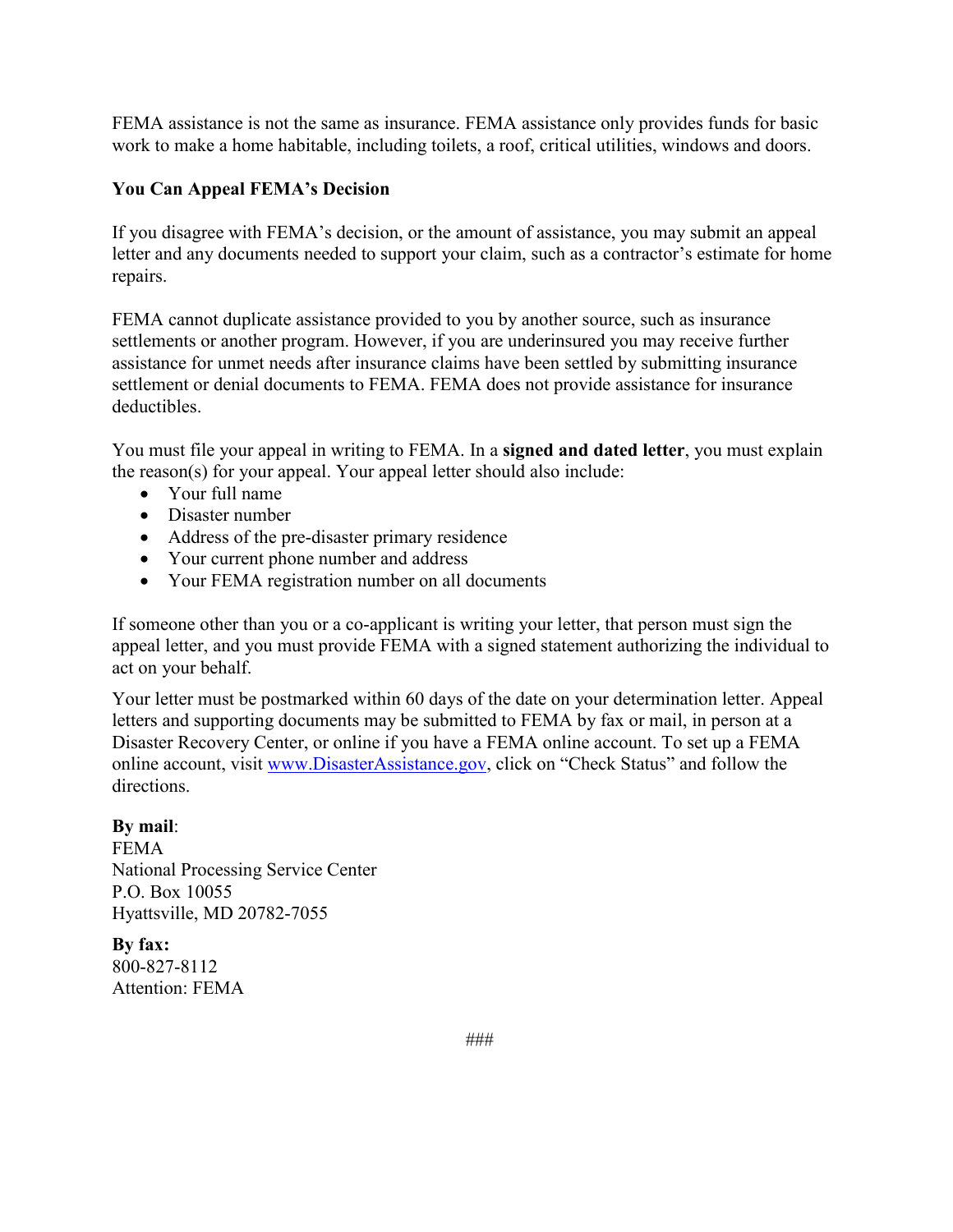FEMA assistance is not the same as insurance. FEMA assistance only provides funds for basic work to make a home habitable, including toilets, a roof, critical utilities, windows and doors.

**You Can Appeal FEMA's Decision**

If you disagree with FEMA's decision, or the amount of assistance, you may submit an appeal letter and any documents needed to support your claim, such as a contractor's estimate for home repairs.

FEMA cannot duplicate assistance provided to you by another source, such as insurance settlements or another program. However, if you are underinsured you may receive further assistance for unmet needs after insurance claims have been settled by submitting insurance settlement or denial documents to FEMA. FEMA does not provide assistance for insurance deductibles.

You must file your appeal in writing to FEMA. In a **signed and dated letter**, you must explain the reason(s) for your appeal. Your appeal letter should also include:

- Your full name
- Disaster number
- Address of the pre-disaster primary residence
- Your current phone number and address
- Your FEMA registration number on all documents

If someone other than you or a co-applicant is writing your letter, that person must sign the appeal letter, and you must provide FEMA with a signed statement authorizing the individual to act on your behalf.

Your letter must be postmarked within 60 days of the date on your determination letter. Appeal letters and supporting documents may be submitted to FEMA by fax or mail, in person at a Disaster Recovery Center, or online if you have a FEMA online account. To set up a FEMA online account, visit www.DisasterAssistance.gov, click on "Check Status" and follow the directions.

**By mail**:
FEMA
National Processing Service Center
P.O. Box 10055
Hyattsville, MD 20782-7055

**By fax:**
800-827-8112
Attention: FEMA

###